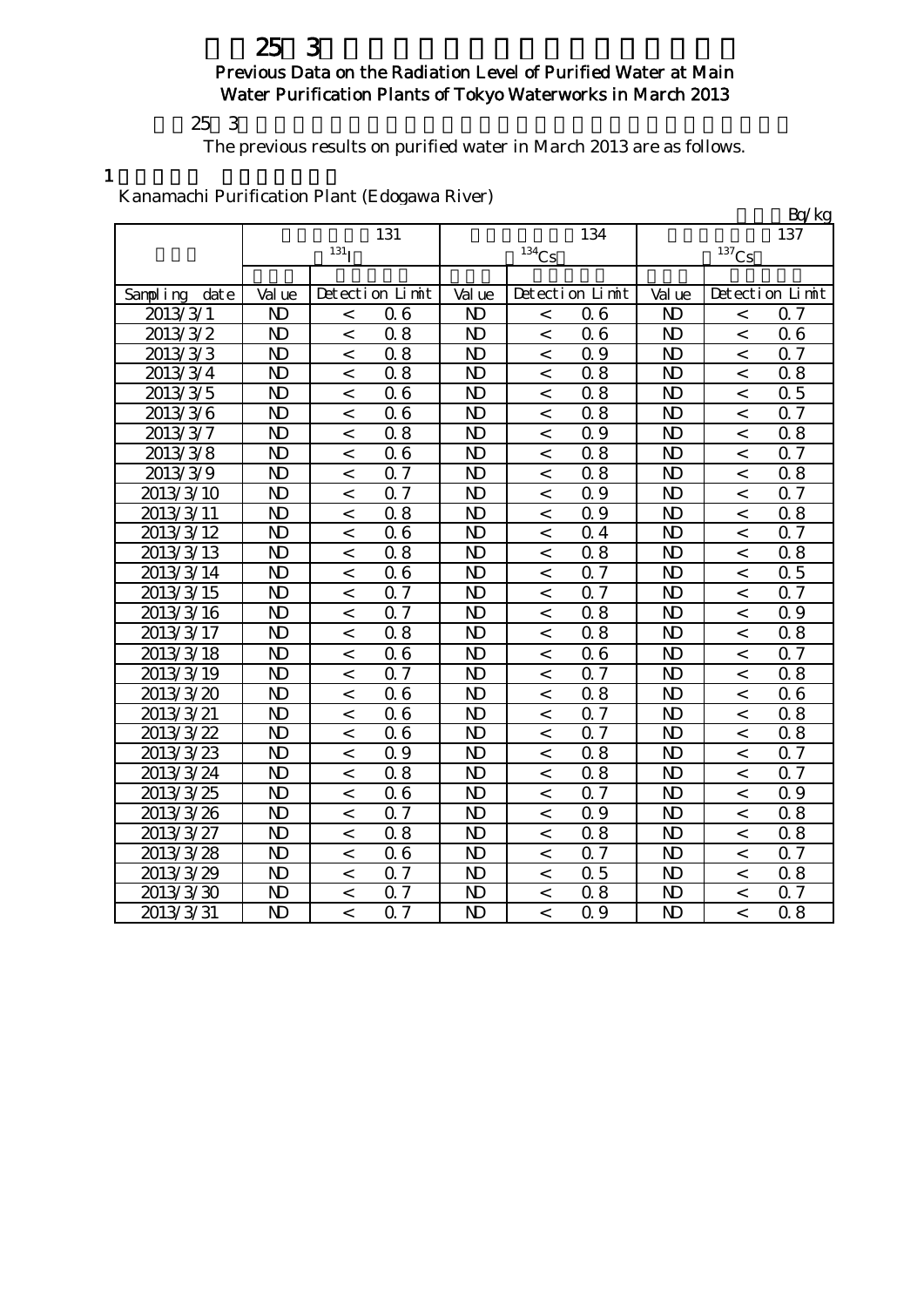# 平成25年3月 主要浄水場の浄水（水道水）の放射能測定結果

## Previous Data on the Radiation Level of Purified Water at Main Water Purification Plants of Tokyo Waterworks in March 2013

平成25年3月の主要浄水場の浄水（水道水）の放射能測定結果は以下のとおりです。

The previous results on purified water in March 2013 are as follows.

1 金町浄水場（江戸川）

Kanamachi Purification Plant (Edogawa River)

単位：Bq/kg

| 採水日 | 放射性ヨウ素131 $^{131}I$ | | | 放射性セシウム134 $^{134}Cs$ | | | 放射性セシウム137 $^{137}Cs$ | | |
|---|---|---|---|---|---|---|---|---|---|
| | 測定値 | 検出限界値 | | 測定値 | 検出限界値 | | 測定値 | 検出限界値 | |
| Sampling date | Value | Detection Limit | | Value | Detection Limit | | Value | Detection Limit | |
| 2013/3/1 | ND | < | 0.6 | ND | < | 0.6 | ND | < | 0.7 |
| 2013/3/2 | ND | < | 0.8 | ND | < | 0.6 | ND | < | 0.6 |
| 2013/3/3 | ND | < | 0.8 | ND | < | 0.9 | ND | < | 0.7 |
| 2013/3/4 | ND | < | 0.8 | ND | < | 0.8 | ND | < | 0.8 |
| 2013/3/5 | ND | < | 0.6 | ND | < | 0.8 | ND | < | 0.5 |
| 2013/3/6 | ND | < | 0.6 | ND | < | 0.8 | ND | < | 0.7 |
| 2013/3/7 | ND | < | 0.8 | ND | < | 0.9 | ND | < | 0.8 |
| 2013/3/8 | ND | < | 0.6 | ND | < | 0.8 | ND | < | 0.7 |
| 2013/3/9 | ND | < | 0.7 | ND | < | 0.8 | ND | < | 0.8 |
| 2013/3/10 | ND | < | 0.7 | ND | < | 0.9 | ND | < | 0.7 |
| 2013/3/11 | ND | < | 0.8 | ND | < | 0.9 | ND | < | 0.8 |
| 2013/3/12 | ND | < | 0.6 | ND | < | 0.4 | ND | < | 0.7 |
| 2013/3/13 | ND | < | 0.8 | ND | < | 0.8 | ND | < | 0.8 |
| 2013/3/14 | ND | < | 0.6 | ND | < | 0.7 | ND | < | 0.5 |
| 2013/3/15 | ND | < | 0.7 | ND | < | 0.7 | ND | < | 0.7 |
| 2013/3/16 | ND | < | 0.7 | ND | < | 0.8 | ND | < | 0.9 |
| 2013/3/17 | ND | < | 0.8 | ND | < | 0.8 | ND | < | 0.8 |
| 2013/3/18 | ND | < | 0.6 | ND | < | 0.6 | ND | < | 0.7 |
| 2013/3/19 | ND | < | 0.7 | ND | < | 0.7 | ND | < | 0.8 |
| 2013/3/20 | ND | < | 0.6 | ND | < | 0.8 | ND | < | 0.6 |
| 2013/3/21 | ND | < | 0.6 | ND | < | 0.7 | ND | < | 0.8 |
| 2013/3/22 | ND | < | 0.6 | ND | < | 0.7 | ND | < | 0.8 |
| 2013/3/23 | ND | < | 0.9 | ND | < | 0.8 | ND | < | 0.7 |
| 2013/3/24 | ND | < | 0.8 | ND | < | 0.8 | ND | < | 0.7 |
| 2013/3/25 | ND | < | 0.6 | ND | < | 0.7 | ND | < | 0.9 |
| 2013/3/26 | ND | < | 0.7 | ND | < | 0.9 | ND | < | 0.8 |
| 2013/3/27 | ND | < | 0.8 | ND | < | 0.8 | ND | < | 0.8 |
| 2013/3/28 | ND | < | 0.6 | ND | < | 0.7 | ND | < | 0.7 |
| 2013/3/29 | ND | < | 0.7 | ND | < | 0.5 | ND | < | 0.8 |
| 2013/3/30 | ND | < | 0.7 | ND | < | 0.8 | ND | < | 0.7 |
| 2013/3/31 | ND | < | 0.7 | ND | < | 0.9 | ND | < | 0.8 |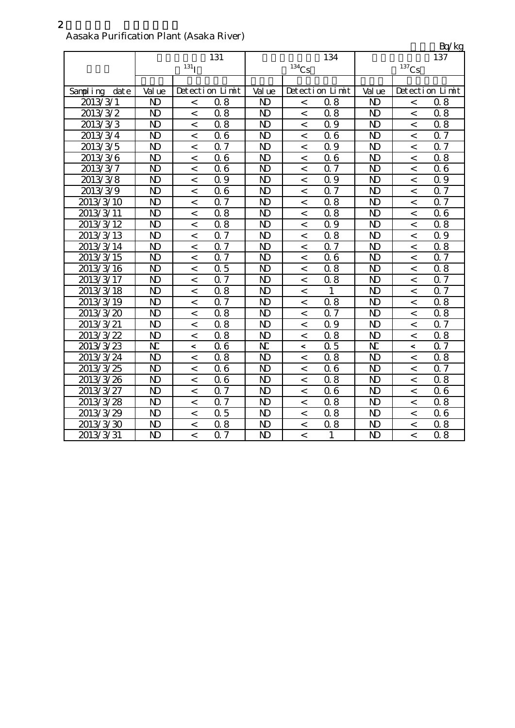2

Aasaka Purification Plant (Asaka River)

Bq/kg

| | 131 $^{131}$I | | | 134 $^{134}$Cs | | | 137 $^{137}$Cs | | |
|---|---|---|---|---|---|---|---|---|---|
| Sampling date | Value | Detection Limit | | Value | Detection Limit | | Value | Detection Limit | |
| 2013/3/1 | ND | < | 0.8 | ND | < | 0.8 | ND | < | 0.8 |
| 2013/3/2 | ND | < | 0.8 | ND | < | 0.8 | ND | < | 0.8 |
| 2013/3/3 | ND | < | 0.8 | ND | < | 0.9 | ND | < | 0.8 |
| 2013/3/4 | ND | < | 0.6 | ND | < | 0.6 | ND | < | 0.7 |
| 2013/3/5 | ND | < | 0.7 | ND | < | 0.9 | ND | < | 0.7 |
| 2013/3/6 | ND | < | 0.6 | ND | < | 0.6 | ND | < | 0.8 |
| 2013/3/7 | ND | < | 0.6 | ND | < | 0.7 | ND | < | 0.6 |
| 2013/3/8 | ND | < | 0.9 | ND | < | 0.9 | ND | < | 0.9 |
| 2013/3/9 | ND | < | 0.6 | ND | < | 0.7 | ND | < | 0.7 |
| 2013/3/10 | ND | < | 0.7 | ND | < | 0.8 | ND | < | 0.7 |
| 2013/3/11 | ND | < | 0.8 | ND | < | 0.8 | ND | < | 0.6 |
| 2013/3/12 | ND | < | 0.8 | ND | < | 0.9 | ND | < | 0.8 |
| 2013/3/13 | ND | < | 0.7 | ND | < | 0.8 | ND | < | 0.9 |
| 2013/3/14 | ND | < | 0.7 | ND | < | 0.7 | ND | < | 0.8 |
| 2013/3/15 | ND | < | 0.7 | ND | < | 0.6 | ND | < | 0.7 |
| 2013/3/16 | ND | < | 0.5 | ND | < | 0.8 | ND | < | 0.8 |
| 2013/3/17 | ND | < | 0.7 | ND | < | 0.8 | ND | < | 0.7 |
| 2013/3/18 | ND | < | 0.8 | ND | < | 1 | ND | < | 0.7 |
| 2013/3/19 | ND | < | 0.7 | ND | < | 0.8 | ND | < | 0.8 |
| 2013/3/20 | ND | < | 0.8 | ND | < | 0.7 | ND | < | 0.8 |
| 2013/3/21 | ND | < | 0.8 | ND | < | 0.9 | ND | < | 0.7 |
| 2013/3/22 | ND | < | 0.8 | ND | < | 0.8 | ND | < | 0.8 |
| 2013/3/23 | NC | < | 0.6 | NC | < | 0.5 | NC | < | 0.7 |
| 2013/3/24 | ND | < | 0.8 | ND | < | 0.8 | ND | < | 0.8 |
| 2013/3/25 | ND | < | 0.6 | ND | < | 0.6 | ND | < | 0.7 |
| 2013/3/26 | ND | < | 0.6 | ND | < | 0.8 | ND | < | 0.8 |
| 2013/3/27 | ND | < | 0.7 | ND | < | 0.6 | ND | < | 0.6 |
| 2013/3/28 | ND | < | 0.7 | ND | < | 0.8 | ND | < | 0.8 |
| 2013/3/29 | ND | < | 0.5 | ND | < | 0.8 | ND | < | 0.6 |
| 2013/3/30 | ND | < | 0.8 | ND | < | 0.8 | ND | < | 0.8 |
| 2013/3/31 | ND | < | 0.7 | ND | < | 1 | ND | < | 0.8 |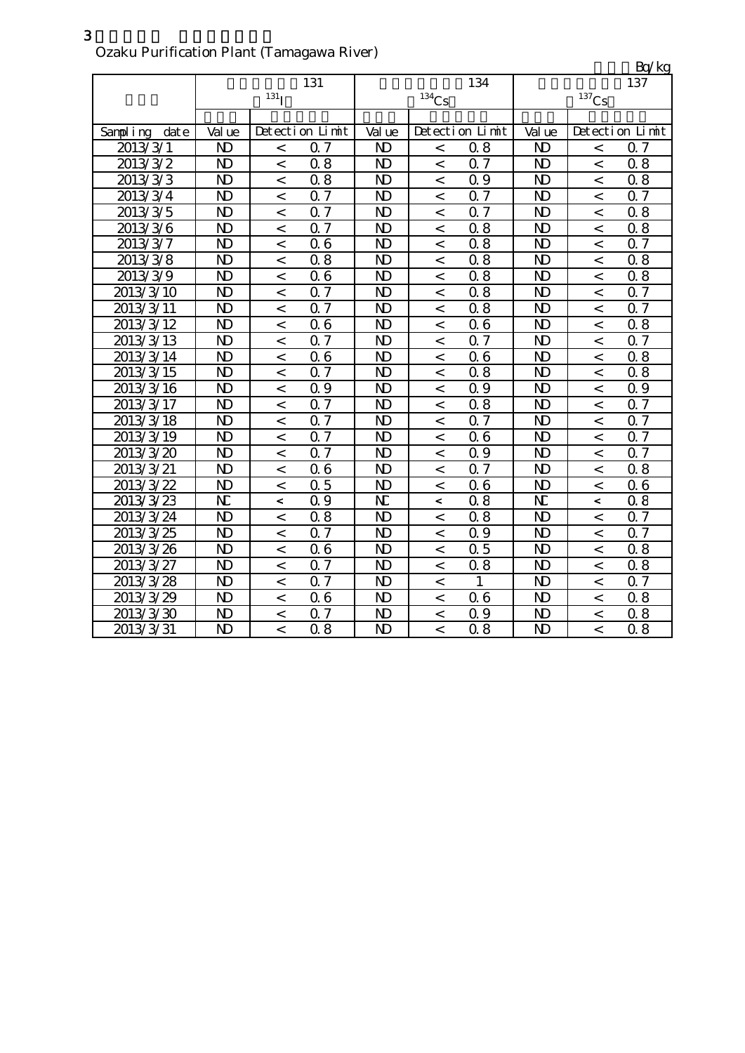3

Ozaku Purification Plant (Tamagawa River)

Bq/kg

| | 131 $^{131}I$ | | | 134 $^{134}Cs$ | | | 137 $^{137}Cs$ | | |
|---|---|---|---|---|---|---|---|---|---|
| Sampling date | Value | Detection Limit | | Value | Detection Limit | | Value | Detection Limit | |
| 2013/3/1 | ND | < | 0.7 | ND | < | 0.8 | ND | < | 0.7 |
| 2013/3/2 | ND | < | 0.8 | ND | < | 0.7 | ND | < | 0.8 |
| 2013/3/3 | ND | < | 0.8 | ND | < | 0.9 | ND | < | 0.8 |
| 2013/3/4 | ND | < | 0.7 | ND | < | 0.7 | ND | < | 0.7 |
| 2013/3/5 | ND | < | 0.7 | ND | < | 0.7 | ND | < | 0.8 |
| 2013/3/6 | ND | < | 0.7 | ND | < | 0.8 | ND | < | 0.8 |
| 2013/3/7 | ND | < | 0.6 | ND | < | 0.8 | ND | < | 0.7 |
| 2013/3/8 | ND | < | 0.8 | ND | < | 0.8 | ND | < | 0.8 |
| 2013/3/9 | ND | < | 0.6 | ND | < | 0.8 | ND | < | 0.8 |
| 2013/3/10 | ND | < | 0.7 | ND | < | 0.8 | ND | < | 0.7 |
| 2013/3/11 | ND | < | 0.7 | ND | < | 0.8 | ND | < | 0.7 |
| 2013/3/12 | ND | < | 0.6 | ND | < | 0.6 | ND | < | 0.8 |
| 2013/3/13 | ND | < | 0.7 | ND | < | 0.7 | ND | < | 0.7 |
| 2013/3/14 | ND | < | 0.6 | ND | < | 0.6 | ND | < | 0.8 |
| 2013/3/15 | ND | < | 0.7 | ND | < | 0.8 | ND | < | 0.8 |
| 2013/3/16 | ND | < | 0.9 | ND | < | 0.9 | ND | < | 0.9 |
| 2013/3/17 | ND | < | 0.7 | ND | < | 0.8 | ND | < | 0.7 |
| 2013/3/18 | ND | < | 0.7 | ND | < | 0.7 | ND | < | 0.7 |
| 2013/3/19 | ND | < | 0.7 | ND | < | 0.6 | ND | < | 0.7 |
| 2013/3/20 | ND | < | 0.7 | ND | < | 0.9 | ND | < | 0.7 |
| 2013/3/21 | ND | < | 0.6 | ND | < | 0.7 | ND | < | 0.8 |
| 2013/3/22 | ND | < | 0.5 | ND | < | 0.6 | ND | < | 0.6 |
| 2013/3/23 | NC | < | 0.9 | NC | < | 0.8 | NC | < | 0.8 |
| 2013/3/24 | ND | < | 0.8 | ND | < | 0.8 | ND | < | 0.7 |
| 2013/3/25 | ND | < | 0.7 | ND | < | 0.9 | ND | < | 0.7 |
| 2013/3/26 | ND | < | 0.6 | ND | < | 0.5 | ND | < | 0.8 |
| 2013/3/27 | ND | < | 0.7 | ND | < | 0.8 | ND | < | 0.8 |
| 2013/3/28 | ND | < | 0.7 | ND | < | 1 | ND | < | 0.7 |
| 2013/3/29 | ND | < | 0.6 | ND | < | 0.6 | ND | < | 0.8 |
| 2013/3/30 | ND | < | 0.7 | ND | < | 0.9 | ND | < | 0.8 |
| 2013/3/31 | ND | < | 0.8 | ND | < | 0.8 | ND | < | 0.8 |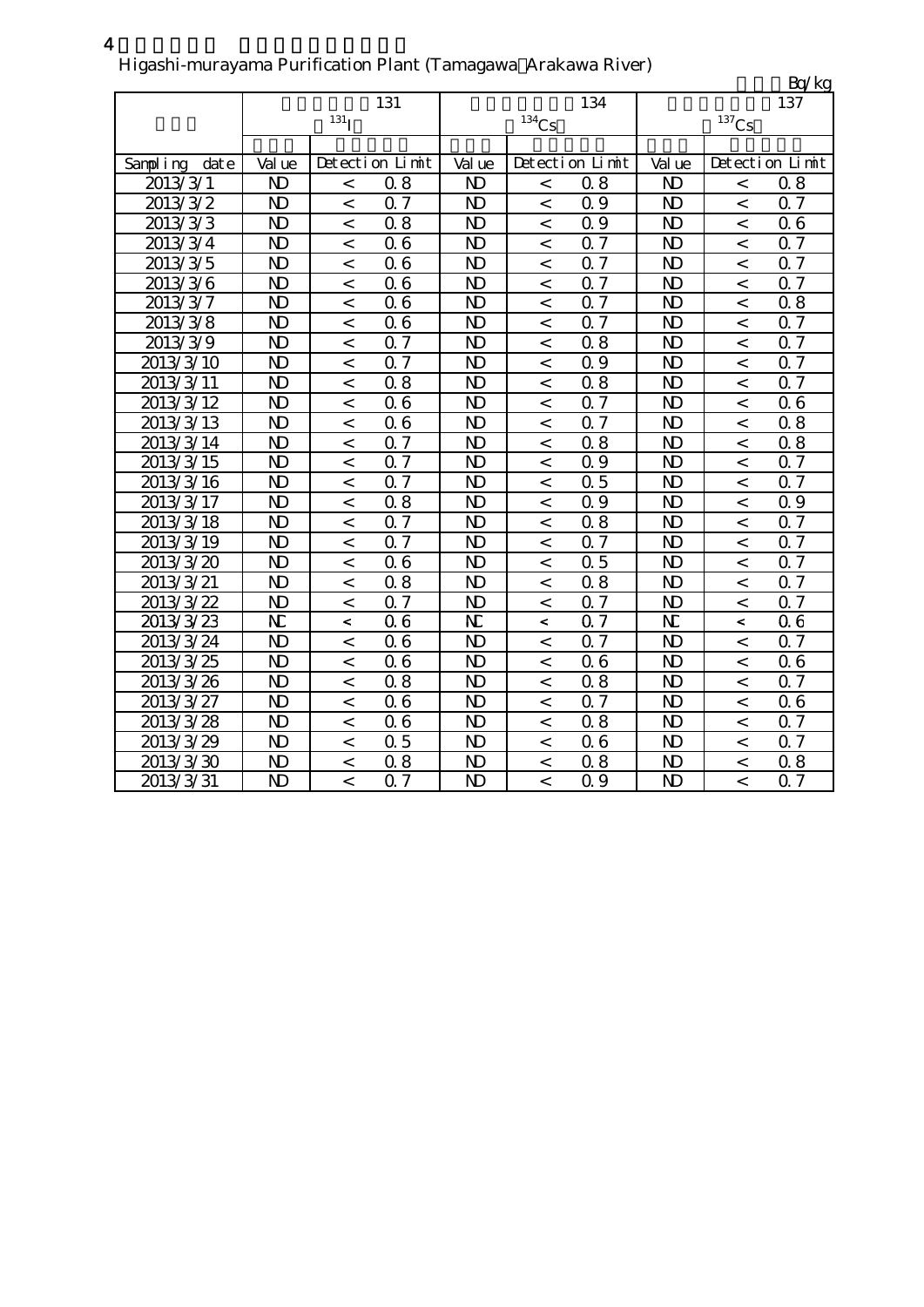4

Higashi-murayama Purification Plant (Tamagawa Arakawa River)

Bq/kg

| | 131 $^{131}$I | | | 134 $^{134}$Cs | | | 137 $^{137}$Cs | | |
|---|---|---|---|---|---|---|---|---|---|
| Sampling date | Value | Detection Limit | | Value | Detection Limit | | Value | Detection Limit | |
| 2013/3/1 | ND | < | 0.8 | ND | < | 0.8 | ND | < | 0.8 |
| 2013/3/2 | ND | < | 0.7 | ND | < | 0.9 | ND | < | 0.7 |
| 2013/3/3 | ND | < | 0.8 | ND | < | 0.9 | ND | < | 0.6 |
| 2013/3/4 | ND | < | 0.6 | ND | < | 0.7 | ND | < | 0.7 |
| 2013/3/5 | ND | < | 0.6 | ND | < | 0.7 | ND | < | 0.7 |
| 2013/3/6 | ND | < | 0.6 | ND | < | 0.7 | ND | < | 0.7 |
| 2013/3/7 | ND | < | 0.6 | ND | < | 0.7 | ND | < | 0.8 |
| 2013/3/8 | ND | < | 0.6 | ND | < | 0.7 | ND | < | 0.7 |
| 2013/3/9 | ND | < | 0.7 | ND | < | 0.8 | ND | < | 0.7 |
| 2013/3/10 | ND | < | 0.7 | ND | < | 0.9 | ND | < | 0.7 |
| 2013/3/11 | ND | < | 0.8 | ND | < | 0.8 | ND | < | 0.7 |
| 2013/3/12 | ND | < | 0.6 | ND | < | 0.7 | ND | < | 0.6 |
| 2013/3/13 | ND | < | 0.6 | ND | < | 0.7 | ND | < | 0.8 |
| 2013/3/14 | ND | < | 0.7 | ND | < | 0.8 | ND | < | 0.8 |
| 2013/3/15 | ND | < | 0.7 | ND | < | 0.9 | ND | < | 0.7 |
| 2013/3/16 | ND | < | 0.7 | ND | < | 0.5 | ND | < | 0.7 |
| 2013/3/17 | ND | < | 0.8 | ND | < | 0.9 | ND | < | 0.9 |
| 2013/3/18 | ND | < | 0.7 | ND | < | 0.8 | ND | < | 0.7 |
| 2013/3/19 | ND | < | 0.7 | ND | < | 0.7 | ND | < | 0.7 |
| 2013/3/20 | ND | < | 0.6 | ND | < | 0.5 | ND | < | 0.7 |
| 2013/3/21 | ND | < | 0.8 | ND | < | 0.8 | ND | < | 0.7 |
| 2013/3/22 | ND | < | 0.7 | ND | < | 0.7 | ND | < | 0.7 |
| 2013/3/23 | NC | < | 0.6 | NC | < | 0.7 | NC | < | 0.6 |
| 2013/3/24 | ND | < | 0.6 | ND | < | 0.7 | ND | < | 0.7 |
| 2013/3/25 | ND | < | 0.6 | ND | < | 0.6 | ND | < | 0.6 |
| 2013/3/26 | ND | < | 0.8 | ND | < | 0.8 | ND | < | 0.7 |
| 2013/3/27 | ND | < | 0.6 | ND | < | 0.7 | ND | < | 0.6 |
| 2013/3/28 | ND | < | 0.6 | ND | < | 0.8 | ND | < | 0.7 |
| 2013/3/29 | ND | < | 0.5 | ND | < | 0.6 | ND | < | 0.7 |
| 2013/3/30 | ND | < | 0.8 | ND | < | 0.8 | ND | < | 0.8 |
| 2013/3/31 | ND | < | 0.7 | ND | < | 0.9 | ND | < | 0.7 |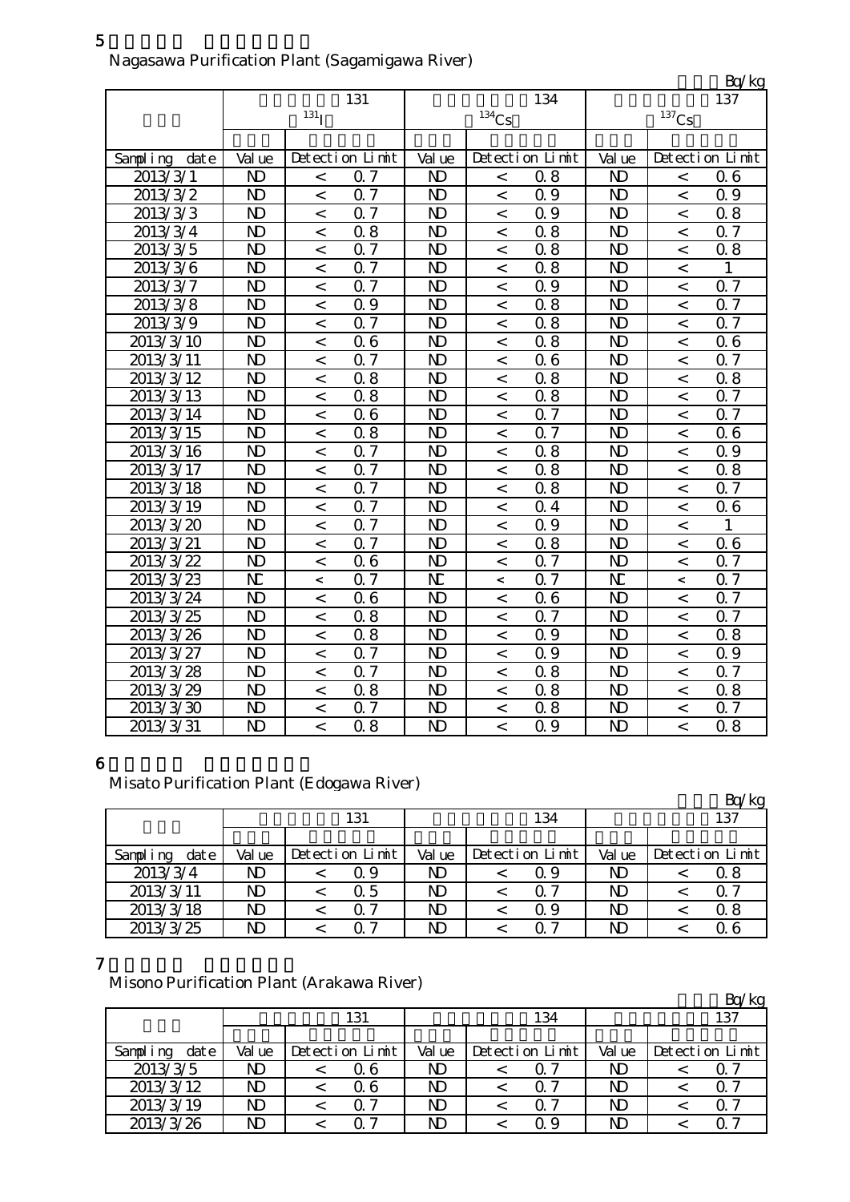5

Nagasawa Purification Plant (Sagamigawa River)

Bq/kg

| | 131 | | | 134 | | | 137 | | |
|---|---|---|---|---|---|---|---|---|---|
| | $^{131}I$ | | | $^{134}Cs$ | | | $^{137}Cs$ | | |
| Sampling date | Value | Detection Limit | | Value | Detection Limit | | Value | Detection Limit | |
| 2013/3/1 | ND | < | 0.7 | ND | < | 0.8 | ND | < | 0.6 |
| 2013/3/2 | ND | < | 0.7 | ND | < | 0.9 | ND | < | 0.9 |
| 2013/3/3 | ND | < | 0.7 | ND | < | 0.9 | ND | < | 0.8 |
| 2013/3/4 | ND | < | 0.8 | ND | < | 0.8 | ND | < | 0.7 |
| 2013/3/5 | ND | < | 0.7 | ND | < | 0.8 | ND | < | 0.8 |
| 2013/3/6 | ND | < | 0.7 | ND | < | 0.8 | ND | < | 1 |
| 2013/3/7 | ND | < | 0.7 | ND | < | 0.9 | ND | < | 0.7 |
| 2013/3/8 | ND | < | 0.9 | ND | < | 0.8 | ND | < | 0.7 |
| 2013/3/9 | ND | < | 0.7 | ND | < | 0.8 | ND | < | 0.7 |
| 2013/3/10 | ND | < | 0.6 | ND | < | 0.8 | ND | < | 0.6 |
| 2013/3/11 | ND | < | 0.7 | ND | < | 0.6 | ND | < | 0.7 |
| 2013/3/12 | ND | < | 0.8 | ND | < | 0.8 | ND | < | 0.8 |
| 2013/3/13 | ND | < | 0.8 | ND | < | 0.8 | ND | < | 0.7 |
| 2013/3/14 | ND | < | 0.6 | ND | < | 0.7 | ND | < | 0.7 |
| 2013/3/15 | ND | < | 0.8 | ND | < | 0.7 | ND | < | 0.6 |
| 2013/3/16 | ND | < | 0.7 | ND | < | 0.8 | ND | < | 0.9 |
| 2013/3/17 | ND | < | 0.7 | ND | < | 0.8 | ND | < | 0.8 |
| 2013/3/18 | ND | < | 0.7 | ND | < | 0.8 | ND | < | 0.7 |
| 2013/3/19 | ND | < | 0.7 | ND | < | 0.4 | ND | < | 0.6 |
| 2013/3/20 | ND | < | 0.7 | ND | < | 0.9 | ND | < | 1 |
| 2013/3/21 | ND | < | 0.7 | ND | < | 0.8 | ND | < | 0.6 |
| 2013/3/22 | ND | < | 0.6 | ND | < | 0.7 | ND | < | 0.7 |
| 2013/3/23 | ND | < | 0.7 | ND | < | 0.7 | ND | < | 0.7 |
| 2013/3/24 | ND | < | 0.6 | ND | < | 0.6 | ND | < | 0.7 |
| 2013/3/25 | ND | < | 0.8 | ND | < | 0.7 | ND | < | 0.7 |
| 2013/3/26 | ND | < | 0.8 | ND | < | 0.9 | ND | < | 0.8 |
| 2013/3/27 | ND | < | 0.7 | ND | < | 0.9 | ND | < | 0.9 |
| 2013/3/28 | ND | < | 0.7 | ND | < | 0.8 | ND | < | 0.7 |
| 2013/3/29 | ND | < | 0.8 | ND | < | 0.8 | ND | < | 0.8 |
| 2013/3/30 | ND | < | 0.7 | ND | < | 0.8 | ND | < | 0.7 |
| 2013/3/31 | ND | < | 0.8 | ND | < | 0.9 | ND | < | 0.8 |

6

Misato Purification Plant (Edogawa River)

Bq/kg

| | 131 | | | 134 | | | 137 | | |
|---|---|---|---|---|---|---|---|---|---|
| Sampling date | Value | Detection Limit | | Value | Detection Limit | | Value | Detection Limit | |
| 2013/3/4 | ND | < | 0.9 | ND | < | 0.9 | ND | < | 0.8 |
| 2013/3/11 | ND | < | 0.5 | ND | < | 0.7 | ND | < | 0.7 |
| 2013/3/18 | ND | < | 0.7 | ND | < | 0.9 | ND | < | 0.8 |
| 2013/3/25 | ND | < | 0.7 | ND | < | 0.7 | ND | < | 0.6 |

7

Misono Purification Plant (Arakawa River)

Bq/kg

| | 131 | | | 134 | | | 137 | | |
|---|---|---|---|---|---|---|---|---|---|
| Sampling date | Value | Detection Limit | | Value | Detection Limit | | Value | Detection Limit | |
| 2013/3/5 | ND | < | 0.6 | ND | < | 0.7 | ND | < | 0.7 |
| 2013/3/12 | ND | < | 0.6 | ND | < | 0.7 | ND | < | 0.7 |
| 2013/3/19 | ND | < | 0.7 | ND | < | 0.7 | ND | < | 0.7 |
| 2013/3/26 | ND | < | 0.7 | ND | < | 0.9 | ND | < | 0.7 |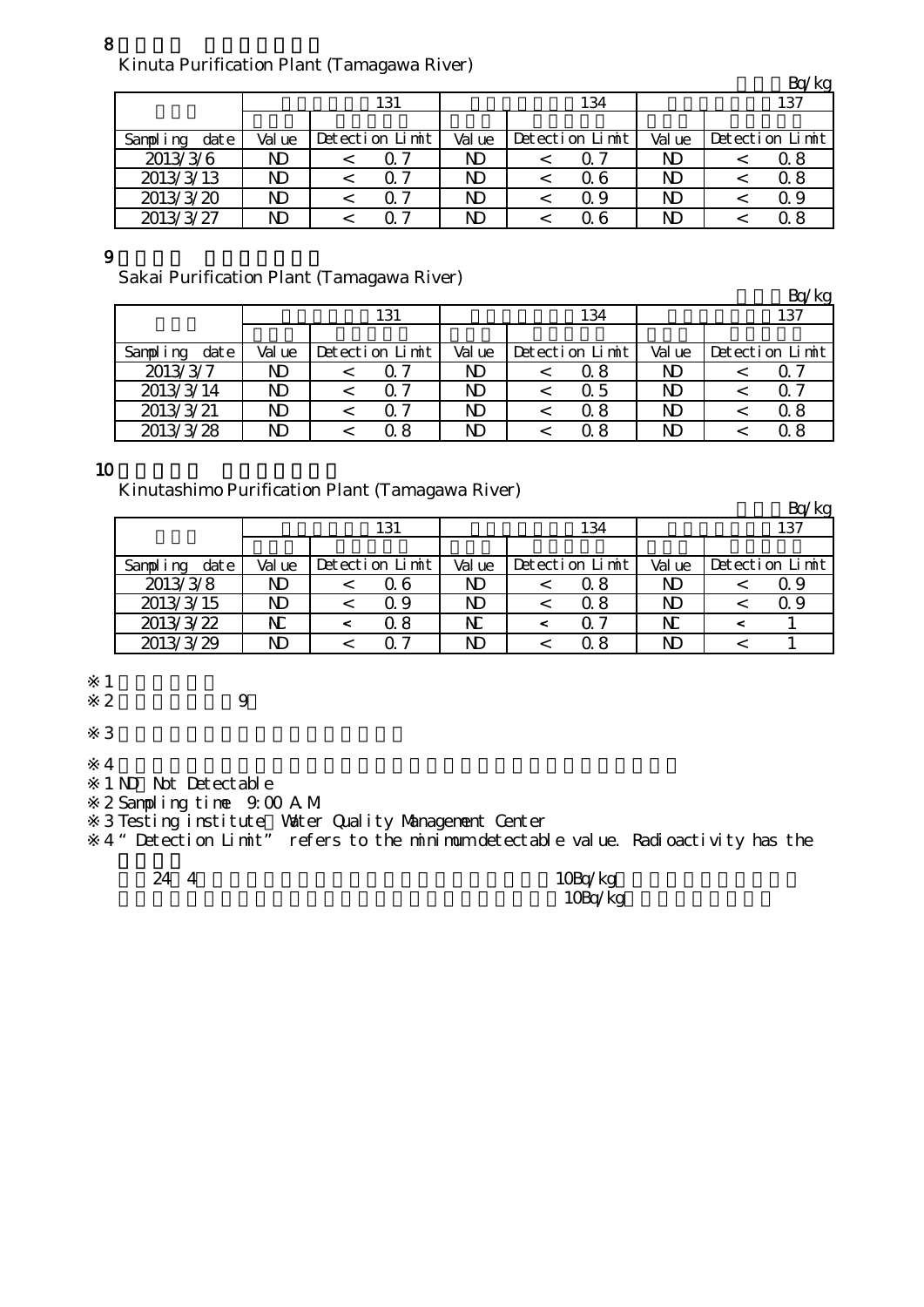8

Kinuta Purification Plant (Tamagawa River)

Bq/kg

| | 131 | | | 134 | | | 137 | | |
|---|---|---|---|---|---|---|---|---|---|
| | | | | | | | | | |
| Sampling date | Value | Detection Limit | | Value | Detection Limit | | Value | Detection Limit | |
| 2013/3/6 | ND | < | 0.7 | ND | < | 0.7 | ND | < | 0.8 |
| 2013/3/13 | ND | < | 0.7 | ND | < | 0.6 | ND | < | 0.8 |
| 2013/3/20 | ND | < | 0.7 | ND | < | 0.9 | ND | < | 0.9 |
| 2013/3/27 | ND | < | 0.7 | ND | < | 0.6 | ND | < | 0.8 |

9

Sakai Purification Plant (Tamagawa River)

Bq/kg

| | 131 | | | 134 | | | 137 | | |
|---|---|---|---|---|---|---|---|---|---|
| | | | | | | | | | |
| Sampling date | Value | Detection Limit | | Value | Detection Limit | | Value | Detection Limit | |
| 2013/3/7 | ND | < | 0.7 | ND | < | 0.8 | ND | < | 0.7 |
| 2013/3/14 | ND | < | 0.7 | ND | < | 0.5 | ND | < | 0.7 |
| 2013/3/21 | ND | < | 0.7 | ND | < | 0.8 | ND | < | 0.8 |
| 2013/3/28 | ND | < | 0.8 | ND | < | 0.8 | ND | < | 0.8 |

10

Kinutashimo Purification Plant (Tamagawa River)

Bq/kg

| | 131 | | | 134 | | | 137 | | |
|---|---|---|---|---|---|---|---|---|---|
| | | | | | | | | | |
| Sampling date | Value | Detection Limit | | Value | Detection Limit | | Value | Detection Limit | |
| 2013/3/8 | ND | < | 0.6 | ND | < | 0.8 | ND | < | 0.9 |
| 2013/3/15 | ND | < | 0.9 | ND | < | 0.8 | ND | < | 0.9 |
| 2013/3/22 | ND | < | 0.8 | ND | < | 0.7 | ND | < | 1 |
| 2013/3/29 | ND | < | 0.7 | ND | < | 0.8 | ND | < | 1 |

※1

※2 9

※3

※4

※1 ND: Not Detectable

※2 Sampling time 9:00 A.M.

※3 Testing institute: Water Quality Management Center

※4 "Detection Limit" refers to the minimum detectable value. Radioactivity has the

24 4 10Bq/kg

10Bq/kg